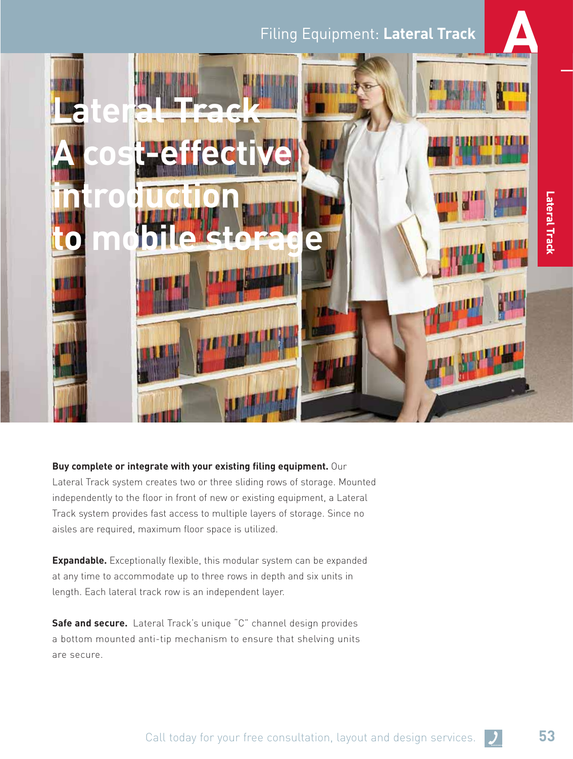# Lateral Track A cost-effective introduction to mobile storage

**Buy complete or integrate with your existing filing equipment.** Our Lateral Track system creates two or three sliding rows of storage. Mounted independently to the floor in front of new or existing equipment, a Lateral Track system provides fast access to multiple layers of storage. Since no aisles are required, maximum floor space is utilized.

**Expandable.** Exceptionally flexible, this modular system can be expanded at any time to accommodate up to three rows in depth and six units in length. Each lateral track row is an independent layer.

**Safe and secure.** Lateral Track's unique "C" channel design provides a bottom mounted anti-tip mechanism to ensure that shelving units are secure.

Call today for your free consultation, layout and design services.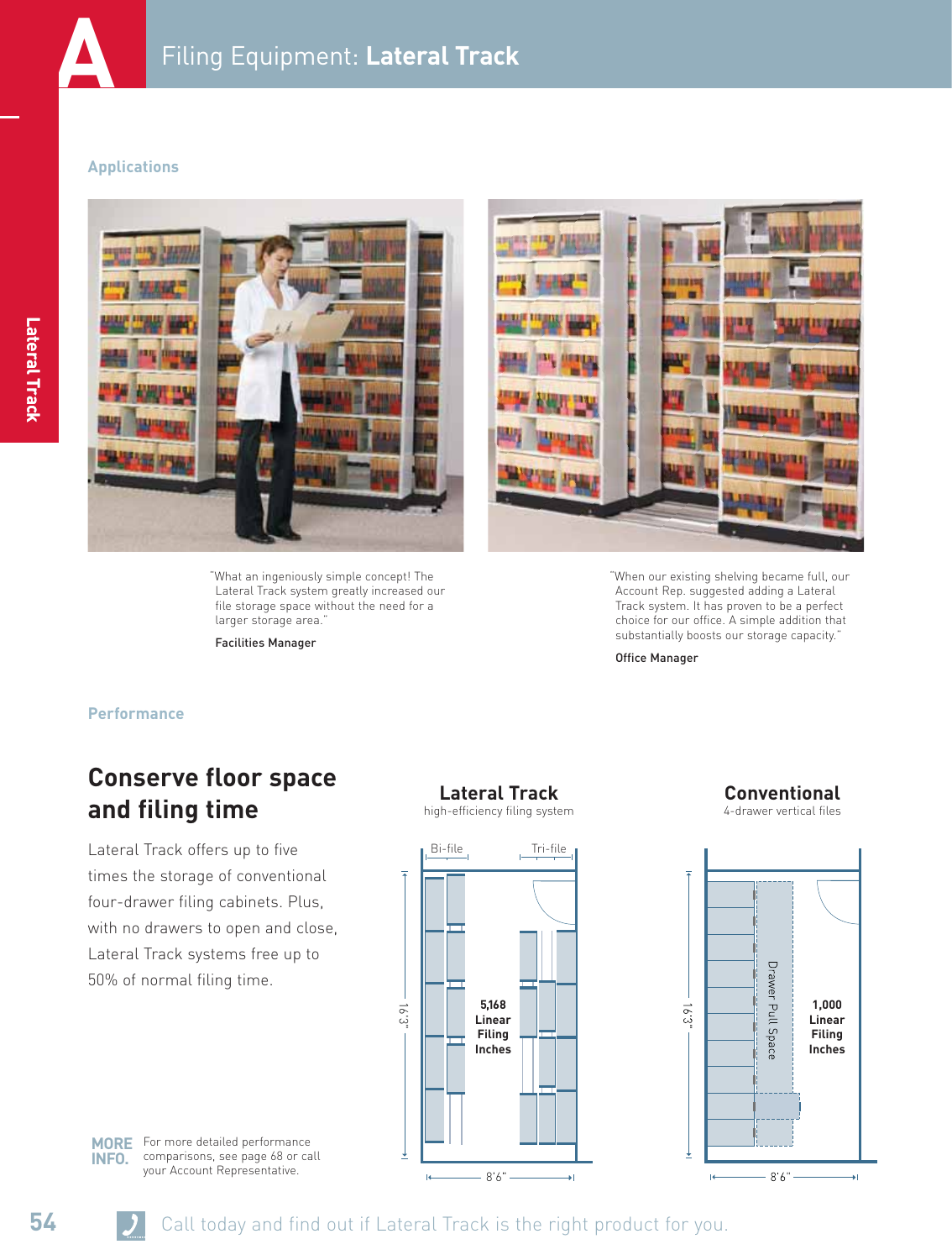# Filing Equipment: **Lateral Track**

### Applications

"What an ingeniously simple concept! The Lateral Track system greatly increased our file storage space without the need for a larger storage area."

Facilities Manager

"When our existing shelving became full, our Account Rep. suggested adding a Lateral Track system. It has proven to be a perfect choice for our office. A simple addition that substantially boosts our storage capacity."

Office Manager

### Performance

## Conserve floor space and filing time

Lateral Track offers up to five times the storage of conventional four-drawer filing cabinets. Plus, with no drawers to open and close, Lateral Track systems free up to 50% of normal filing time.

**Lateral Track**
high-efficiency filing system

Bi-file | Tri-file

**5,168 Linear Filing Inches**

16'3" × 8'6"

**Conventional**
4-drawer vertical files

Drawer Pull Space

**1,000 Linear Filing Inches**

16'3" × 8'6"

**MORE INFO.** For more detailed performance comparisons, see page 68 or call your Account Representative.

Call today and find out if Lateral Track is the right product for you.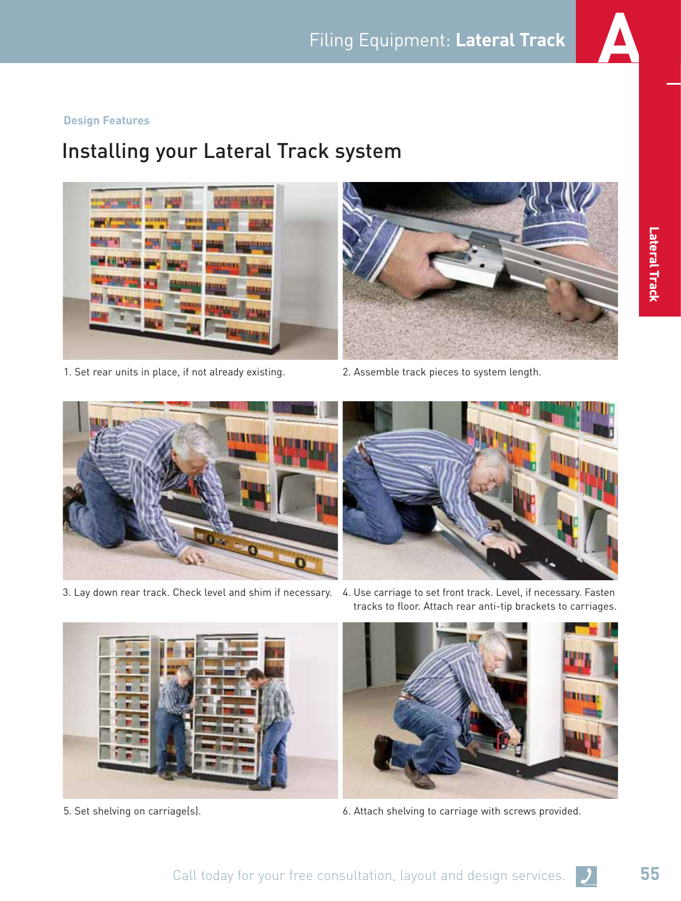Design Features

## Installing your Lateral Track system

1. Set rear units in place, if not already existing.

2. Assemble track pieces to system length.

3. Lay down rear track. Check level and shim if necessary.

4. Use carriage to set front track. Level, if necessary. Fasten tracks to floor. Attach rear anti-tip brackets to carriages.

5. Set shelving on carriage(s).

6. Attach shelving to carriage with screws provided.

Call today for your free consultation, layout and design services.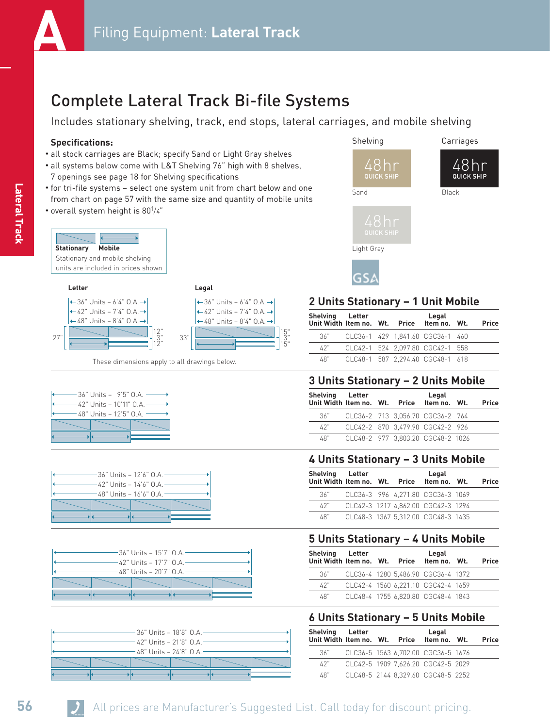# Filing Equipment: **Lateral Track**

## Complete Lateral Track Bi-file Systems

Includes stationary shelving, track, end stops, lateral carriages, and mobile shelving

**Specifications:**

- all stock carriages are Black; specify Sand or Light Gray shelves
- all systems below come with L&T Shelving 76" high with 8 shelves, 7 openings see page 18 for Shelving specifications
- for tri-file systems – select one system unit from chart below and one from chart on page 57 with the same size and quantity of mobile units
- overall system height is 80 1/4"

Shelving: Sand – 48hr QUICK SHIP; Light Gray – 48hr QUICK SHIP

Carriages: Black – 48hr QUICK SHIP

GSA

**Stationary** **Mobile**
Stationary and mobile shelving units are included in prices shown

**Letter**
- 36" Units – 6'4" O.A.
- 42" Units – 7'4" O.A.
- 48" Units – 8'4" O.A.

27" — 12" / 3" / 12"

**Legal**
- 36" Units – 6'4" O.A.
- 42" Units – 7'4" O.A.
- 48" Units – 8'4" O.A.

33" — 15" / 3" / 15"

These dimensions apply to all drawings below.

### 2 Units Stationary – 1 Unit Mobile

| Shelving Unit Width | Letter Item no. | Wt. | Price | Legal Item no. | Wt. | Price |
|---|---|---|---|---|---|---|
| 36" | CLC36-1 | 429 | 1,841.60 | CGC36-1 | 460 | |
| 42" | CLC42-1 | 524 | 2,097.80 | CGC42-1 | 558 | |
| 48" | CLC48-1 | 587 | 2,294.40 | CGC48-1 | 618 | |

- 36" Units – 9'5" O.A.
- 42" Units – 10'11" O.A.
- 48" Units – 12'5" O.A.

### 3 Units Stationary – 2 Units Mobile

| Shelving Unit Width | Letter Item no. | Wt. | Price | Legal Item no. | Wt. | Price |
|---|---|---|---|---|---|---|
| 36" | CLC36-2 | 713 | 3,056.70 | CGC36-2 | 764 | |
| 42" | CLC42-2 | 870 | 3,479.90 | CGC42-2 | 926 | |
| 48" | CLC48-2 | 977 | 3,803.20 | CGC48-2 | 1026 | |

- 36" Units – 12'6" O.A.
- 42" Units – 14'6" O.A.
- 48" Units – 16'6" O.A.

### 4 Units Stationary – 3 Units Mobile

| Shelving Unit Width | Letter Item no. | Wt. | Price | Legal Item no. | Wt. | Price |
|---|---|---|---|---|---|---|
| 36" | CLC36-3 | 996 | 4,271.80 | CGC36-3 | 1069 | |
| 42" | CLC42-3 | 1217 | 4,862.00 | CGC42-3 | 1294 | |
| 48" | CLC48-3 | 1367 | 5,312.00 | CGC48-3 | 1435 | |

- 36" Units – 15'7" O.A.
- 42" Units – 17'7" O.A.
- 48" Units – 20'7" O.A.

### 5 Units Stationary – 4 Units Mobile

| Shelving Unit Width | Letter Item no. | Wt. | Price | Legal Item no. | Wt. | Price |
|---|---|---|---|---|---|---|
| 36" | CLC36-4 | 1280 | 5,486.90 | CGC36-4 | 1372 | |
| 42" | CLC42-4 | 1560 | 6,221.10 | CGC42-4 | 1659 | |
| 48" | CLC48-4 | 1755 | 6,820.80 | CGC48-4 | 1843 | |

- 36" Units – 18'8" O.A.
- 42" Units – 21'8" O.A.
- 48" Units – 24'8" O.A.

### 6 Units Stationary – 5 Units Mobile

| Shelving Unit Width | Letter Item no. | Wt. | Price | Legal Item no. | Wt. | Price |
|---|---|---|---|---|---|---|
| 36" | CLC36-5 | 1563 | 6,702.00 | CGC36-5 | 1676 | |
| 42" | CLC42-5 | 1909 | 7,626.20 | CGC42-5 | 2029 | |
| 48" | CLC48-5 | 2144 | 8,329.60 | CGC48-5 | 2252 | |

All prices are Manufacturer's Suggested List. Call today for discount pricing.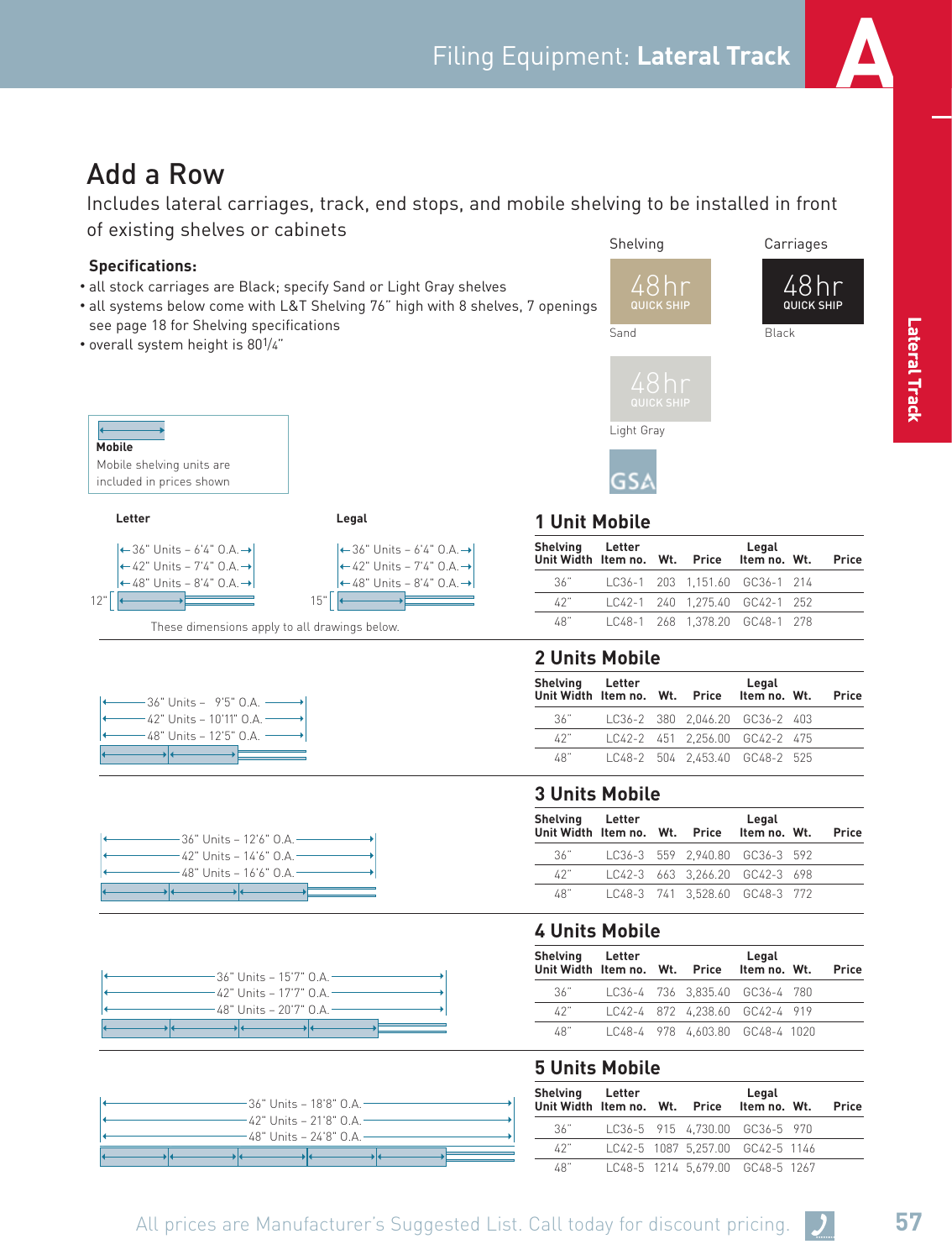# Add a Row

Includes lateral carriages, track, end stops, and mobile shelving to be installed in front of existing shelves or cabinets

**Specifications:**

- all stock carriages are Black; specify Sand or Light Gray shelves
- all systems below come with L&T Shelving 76" high with 8 shelves, 7 openings see page 18 for Shelving specifications
- overall system height is 80¼"

Shelving

48hr QUICK SHIP

Sand

48hr QUICK SHIP

Light Gray

Carriages

48hr QUICK SHIP

Black

GSA

**Mobile**
Mobile shelving units are included in prices shown

**Letter**

36" Units – 6'4" O.A.
42" Units – 7'4" O.A.
48" Units – 8'4" O.A.
12"

**Legal**

36" Units – 6'4" O.A.
42" Units – 7'4" O.A.
48" Units – 8'4" O.A.
15"

These dimensions apply to all drawings below.

## 1 Unit Mobile

| Shelving Unit Width | Letter Item no. | Wt. | Price | Legal Item no. | Wt. | Price |
|---|---|---|---|---|---|---|
| 36" | LC36-1 | 203 | 1,151.60 | GC36-1 | 214 | |
| 42" | LC42-1 | 240 | 1,275.40 | GC42-1 | 252 | |
| 48" | LC48-1 | 268 | 1,378.20 | GC48-1 | 278 | |

36" Units – 9'5" O.A.
42" Units – 10'11" O.A.
48" Units – 12'5" O.A.

## 2 Units Mobile

| Shelving Unit Width | Letter Item no. | Wt. | Price | Legal Item no. | Wt. | Price |
|---|---|---|---|---|---|---|
| 36" | LC36-2 | 380 | 2,046.20 | GC36-2 | 403 | |
| 42" | LC42-2 | 451 | 2,256.00 | GC42-2 | 475 | |
| 48" | LC48-2 | 504 | 2,453.40 | GC48-2 | 525 | |

36" Units – 12'6" O.A.
42" Units – 14'6" O.A.
48" Units – 16'6" O.A.

## 3 Units Mobile

| Shelving Unit Width | Letter Item no. | Wt. | Price | Legal Item no. | Wt. | Price |
|---|---|---|---|---|---|---|
| 36" | LC36-3 | 559 | 2,940.80 | GC36-3 | 592 | |
| 42" | LC42-3 | 663 | 3,266.20 | GC42-3 | 698 | |
| 48" | LC48-3 | 741 | 3,528.60 | GC48-3 | 772 | |

36" Units – 15'7" O.A.
42" Units – 17'7" O.A.
48" Units – 20'7" O.A.

## 4 Units Mobile

| Shelving Unit Width | Letter Item no. | Wt. | Price | Legal Item no. | Wt. | Price |
|---|---|---|---|---|---|---|
| 36" | LC36-4 | 736 | 3,835.40 | GC36-4 | 780 | |
| 42" | LC42-4 | 872 | 4,238.60 | GC42-4 | 919 | |
| 48" | LC48-4 | 978 | 4,603.80 | GC48-4 | 1020 | |

36" Units – 18'8" O.A.
42" Units – 21'8" O.A.
48" Units – 24'8" O.A.

## 5 Units Mobile

| Shelving Unit Width | Letter Item no. | Wt. | Price | Legal Item no. | Wt. | Price |
|---|---|---|---|---|---|---|
| 36" | LC36-5 | 915 | 4,730.00 | GC36-5 | 970 | |
| 42" | LC42-5 | 1087 | 5,257.00 | GC42-5 | 1146 | |
| 48" | LC48-5 | 1214 | 5,679.00 | GC48-5 | 1267 | |

All prices are Manufacturer's Suggested List. Call today for discount pricing.